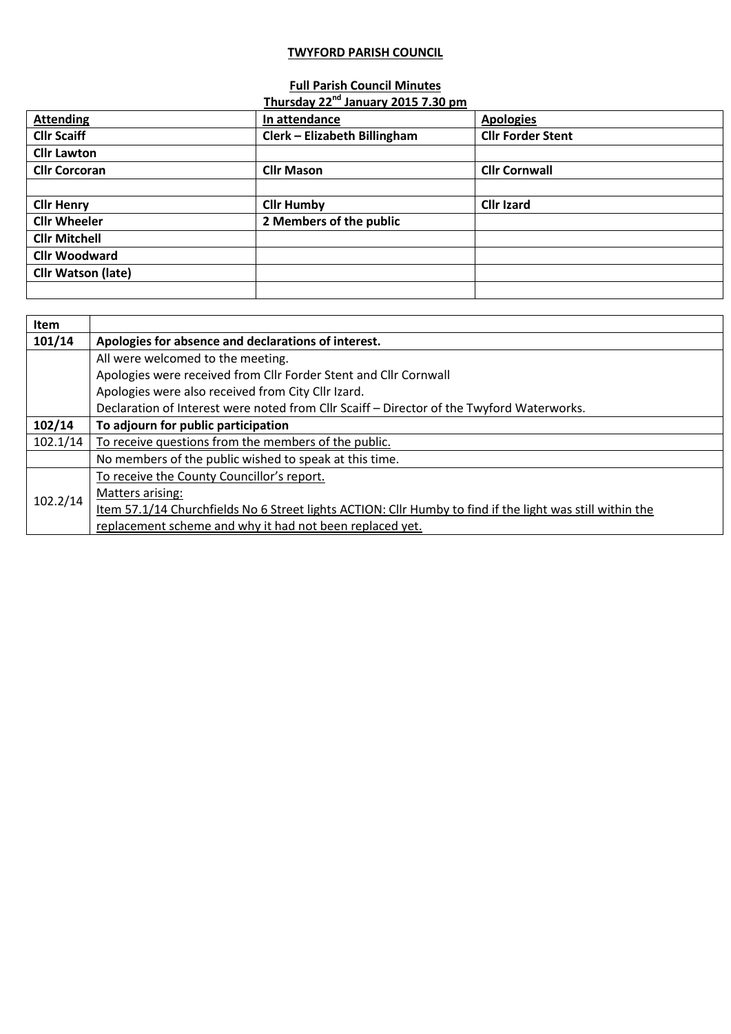**TWYFORD PARISH COUNCIL**

**Full Parish Council Minutes**
**Thursday 22nd January 2015 7.30 pm**

| Attending | In attendance | Apologies |
|---|---|---|
| Cllr Scaiff | Clerk – Elizabeth Billingham | Cllr Forder Stent |
| Cllr Lawton | | |
| Cllr Corcoran | Cllr Mason | Cllr Cornwall |
| | | |
| Cllr Henry | Cllr Humby | Cllr Izard |
| Cllr Wheeler | 2 Members of the public | |
| Cllr Mitchell | | |
| Cllr Woodward | | |
| Cllr Watson (late) | | |
| | | |

| Item | |
|---|---|
| **101/14** | **Apologies for absence and declarations of interest.** |
| | All were welcomed to the meeting.<br>Apologies were received from Cllr Forder Stent and Cllr Cornwall<br>Apologies were also received from City Cllr Izard.<br>Declaration of Interest were noted from Cllr Scaiff – Director of the Twyford Waterworks. |
| **102/14** | **To adjourn for public participation** |
| 102.1/14 | To receive questions from the members of the public. |
| | No members of the public wished to speak at this time. |
| 102.2/14 | To receive the County Councillor's report.<br>Matters arising:<br>Item 57.1/14 Churchfields No 6 Street lights ACTION: Cllr Humby to find if the light was still within the replacement scheme and why it had not been replaced yet. |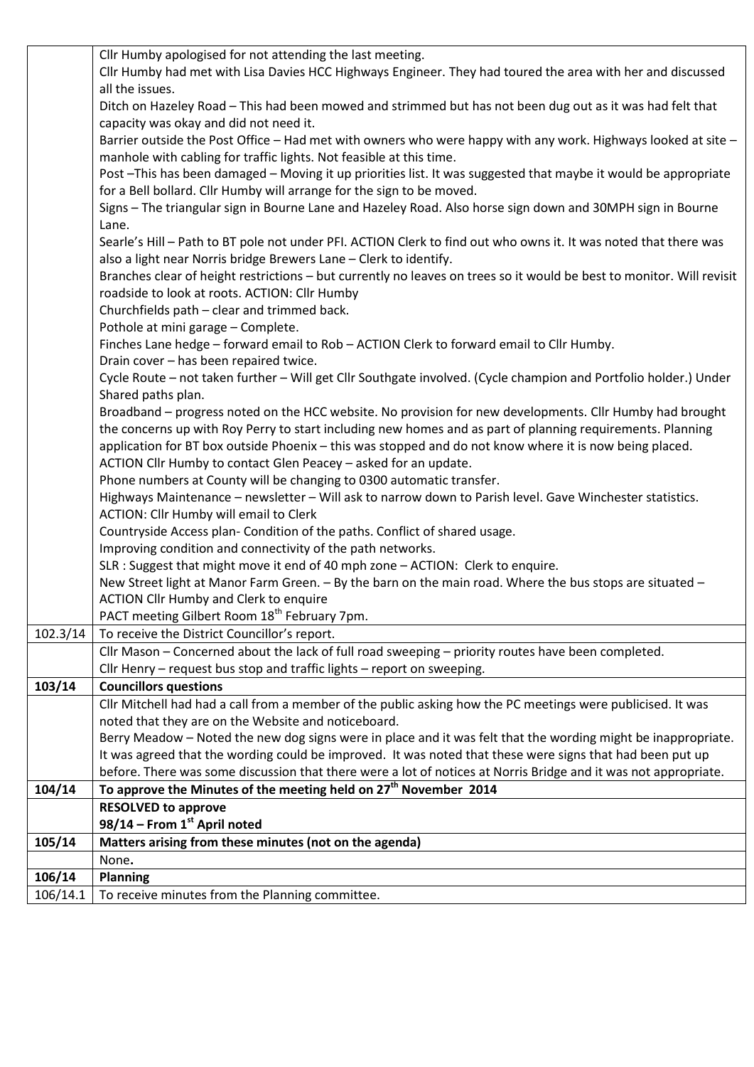| | |
|---|---|
| | Cllr Humby apologised for not attending the last meeting.<br>Cllr Humby had met with Lisa Davies HCC Highways Engineer. They had toured the area with her and discussed all the issues.<br>Ditch on Hazeley Road – This had been mowed and strimmed but has not been dug out as it was had felt that capacity was okay and did not need it.<br>Barrier outside the Post Office – Had met with owners who were happy with any work. Highways looked at site – manhole with cabling for traffic lights. Not feasible at this time.<br>Post –This has been damaged – Moving it up priorities list. It was suggested that maybe it would be appropriate for a Bell bollard. Cllr Humby will arrange for the sign to be moved.<br>Signs – The triangular sign in Bourne Lane and Hazeley Road. Also horse sign down and 30MPH sign in Bourne Lane.<br>Searle's Hill – Path to BT pole not under PFI. ACTION Clerk to find out who owns it. It was noted that there was also a light near Norris bridge Brewers Lane – Clerk to identify.<br>Branches clear of height restrictions – but currently no leaves on trees so it would be best to monitor. Will revisit roadside to look at roots. ACTION: Cllr Humby<br>Churchfields path – clear and trimmed back.<br>Pothole at mini garage – Complete.<br>Finches Lane hedge – forward email to Rob – ACTION Clerk to forward email to Cllr Humby.<br>Drain cover – has been repaired twice.<br>Cycle Route – not taken further – Will get Cllr Southgate involved. (Cycle champion and Portfolio holder.) Under Shared paths plan.<br>Broadband – progress noted on the HCC website. No provision for new developments. Cllr Humby had brought the concerns up with Roy Perry to start including new homes and as part of planning requirements. Planning application for BT box outside Phoenix – this was stopped and do not know where it is now being placed. ACTION Cllr Humby to contact Glen Peacey – asked for an update.<br>Phone numbers at County will be changing to 0300 automatic transfer.<br>Highways Maintenance – newsletter – Will ask to narrow down to Parish level. Gave Winchester statistics. ACTION: Cllr Humby will email to Clerk<br>Countryside Access plan- Condition of the paths. Conflict of shared usage.<br>Improving condition and connectivity of the path networks.<br>SLR : Suggest that might move it end of 40 mph zone – ACTION: Clerk to enquire.<br>New Street light at Manor Farm Green. – By the barn on the main road. Where the bus stops are situated – ACTION Cllr Humby and Clerk to enquire<br>PACT meeting Gilbert Room 18th February 7pm. |
| 102.3/14 | To receive the District Councillor's report. |
| | Cllr Mason – Concerned about the lack of full road sweeping – priority routes have been completed.<br>Cllr Henry – request bus stop and traffic lights – report on sweeping. |
| **103/14** | **Councillors questions** |
| | Cllr Mitchell had had a call from a member of the public asking how the PC meetings were publicised. It was noted that they are on the Website and noticeboard.<br>Berry Meadow – Noted the new dog signs were in place and it was felt that the wording might be inappropriate. It was agreed that the wording could be improved. It was noted that these were signs that had been put up before. There was some discussion that there were a lot of notices at Norris Bridge and it was not appropriate. |
| **104/14** | **To approve the Minutes of the meeting held on 27th November 2014** |
| | **RESOLVED to approve**<br>**98/14 – From 1st April noted** |
| **105/14** | **Matters arising from these minutes (not on the agenda)** |
| | None**.** |
| **106/14** | **Planning** |
| 106/14.1 | To receive minutes from the Planning committee. |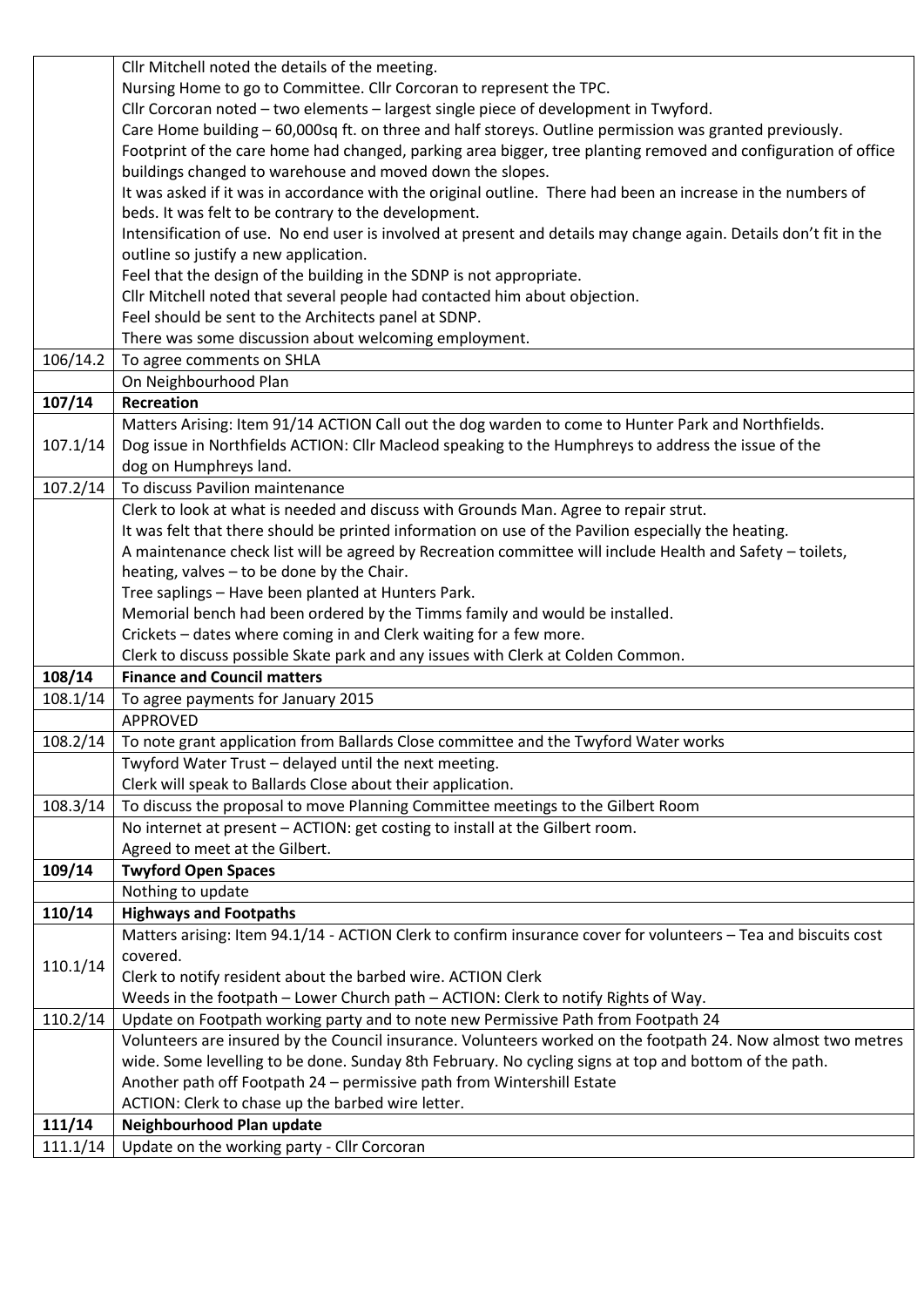| | |
|---|---|
| | Cllr Mitchell noted the details of the meeting.<br>Nursing Home to go to Committee. Cllr Corcoran to represent the TPC.<br>Cllr Corcoran noted – two elements – largest single piece of development in Twyford.<br>Care Home building – 60,000sq ft. on three and half storeys. Outline permission was granted previously.<br>Footprint of the care home had changed, parking area bigger, tree planting removed and configuration of office buildings changed to warehouse and moved down the slopes.<br>It was asked if it was in accordance with the original outline. There had been an increase in the numbers of beds. It was felt to be contrary to the development.<br>Intensification of use. No end user is involved at present and details may change again. Details don't fit in the outline so justify a new application.<br>Feel that the design of the building in the SDNP is not appropriate.<br>Cllr Mitchell noted that several people had contacted him about objection.<br>Feel should be sent to the Architects panel at SDNP.<br>There was some discussion about welcoming employment. |
| 106/14.2 | To agree comments on SHLA |
| | On Neighbourhood Plan |
| **107/14** | **Recreation** |
| 107.1/14 | Matters Arising: Item 91/14 ACTION Call out the dog warden to come to Hunter Park and Northfields.<br>Dog issue in Northfields ACTION: Cllr Macleod speaking to the Humphreys to address the issue of the dog on Humphreys land. |
| 107.2/14 | To discuss Pavilion maintenance |
| | Clerk to look at what is needed and discuss with Grounds Man. Agree to repair strut.<br>It was felt that there should be printed information on use of the Pavilion especially the heating.<br>A maintenance check list will be agreed by Recreation committee will include Health and Safety – toilets, heating, valves – to be done by the Chair.<br>Tree saplings – Have been planted at Hunters Park.<br>Memorial bench had been ordered by the Timms family and would be installed.<br>Crickets – dates where coming in and Clerk waiting for a few more.<br>Clerk to discuss possible Skate park and any issues with Clerk at Colden Common. |
| **108/14** | **Finance and Council matters** |
| 108.1/14 | To agree payments for January 2015 |
| | APPROVED |
| 108.2/14 | To note grant application from Ballards Close committee and the Twyford Water works |
| | Twyford Water Trust – delayed until the next meeting.<br>Clerk will speak to Ballards Close about their application. |
| 108.3/14 | To discuss the proposal to move Planning Committee meetings to the Gilbert Room |
| | No internet at present – ACTION: get costing to install at the Gilbert room.<br>Agreed to meet at the Gilbert. |
| **109/14** | **Twyford Open Spaces** |
| | Nothing to update |
| **110/14** | **Highways and Footpaths** |
| 110.1/14 | Matters arising: Item 94.1/14 - ACTION Clerk to confirm insurance cover for volunteers – Tea and biscuits cost covered.<br>Clerk to notify resident about the barbed wire. ACTION Clerk<br>Weeds in the footpath – Lower Church path – ACTION: Clerk to notify Rights of Way. |
| 110.2/14 | Update on Footpath working party and to note new Permissive Path from Footpath 24 |
| | Volunteers are insured by the Council insurance. Volunteers worked on the footpath 24. Now almost two metres wide. Some levelling to be done. Sunday 8th February. No cycling signs at top and bottom of the path.<br>Another path off Footpath 24 – permissive path from Wintershill Estate<br>ACTION: Clerk to chase up the barbed wire letter. |
| **111/14** | **Neighbourhood Plan update** |
| 111.1/14 | Update on the working party - Cllr Corcoran |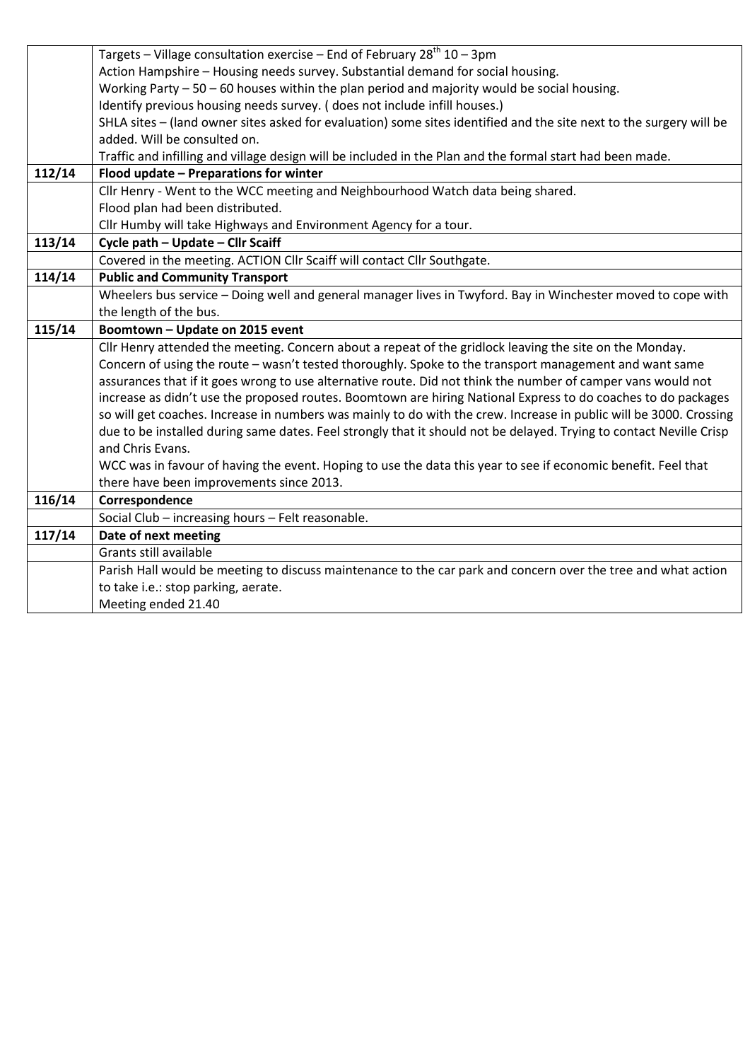| | |
|---|---|
| | Targets – Village consultation exercise – End of February 28th 10 – 3pm<br>Action Hampshire – Housing needs survey. Substantial demand for social housing.<br>Working Party – 50 – 60 houses within the plan period and majority would be social housing.<br>Identify previous housing needs survey. ( does not include infill houses.)<br>SHLA sites – (land owner sites asked for evaluation) some sites identified and the site next to the surgery will be added. Will be consulted on.<br>Traffic and infilling and village design will be included in the Plan and the formal start had been made. |
| **112/14** | **Flood update – Preparations for winter** |
| | Cllr Henry - Went to the WCC meeting and Neighbourhood Watch data being shared.<br>Flood plan had been distributed.<br>Cllr Humby will take Highways and Environment Agency for a tour. |
| **113/14** | **Cycle path – Update – Cllr Scaiff** |
| | Covered in the meeting. ACTION Cllr Scaiff will contact Cllr Southgate. |
| **114/14** | **Public and Community Transport** |
| | Wheelers bus service – Doing well and general manager lives in Twyford. Bay in Winchester moved to cope with the length of the bus. |
| **115/14** | **Boomtown – Update on 2015 event** |
| | Cllr Henry attended the meeting. Concern about a repeat of the gridlock leaving the site on the Monday. Concern of using the route – wasn't tested thoroughly. Spoke to the transport management and want same assurances that if it goes wrong to use alternative route. Did not think the number of camper vans would not increase as didn't use the proposed routes. Boomtown are hiring National Express to do coaches to do packages so will get coaches. Increase in numbers was mainly to do with the crew. Increase in public will be 3000. Crossing due to be installed during same dates. Feel strongly that it should not be delayed. Trying to contact Neville Crisp and Chris Evans.<br>WCC was in favour of having the event. Hoping to use the data this year to see if economic benefit. Feel that there have been improvements since 2013. |
| **116/14** | **Correspondence** |
| | Social Club – increasing hours – Felt reasonable. |
| **117/14** | **Date of next meeting** |
| | Grants still available |
| | Parish Hall would be meeting to discuss maintenance to the car park and concern over the tree and what action to take i.e.: stop parking, aerate.<br>Meeting ended 21.40 |